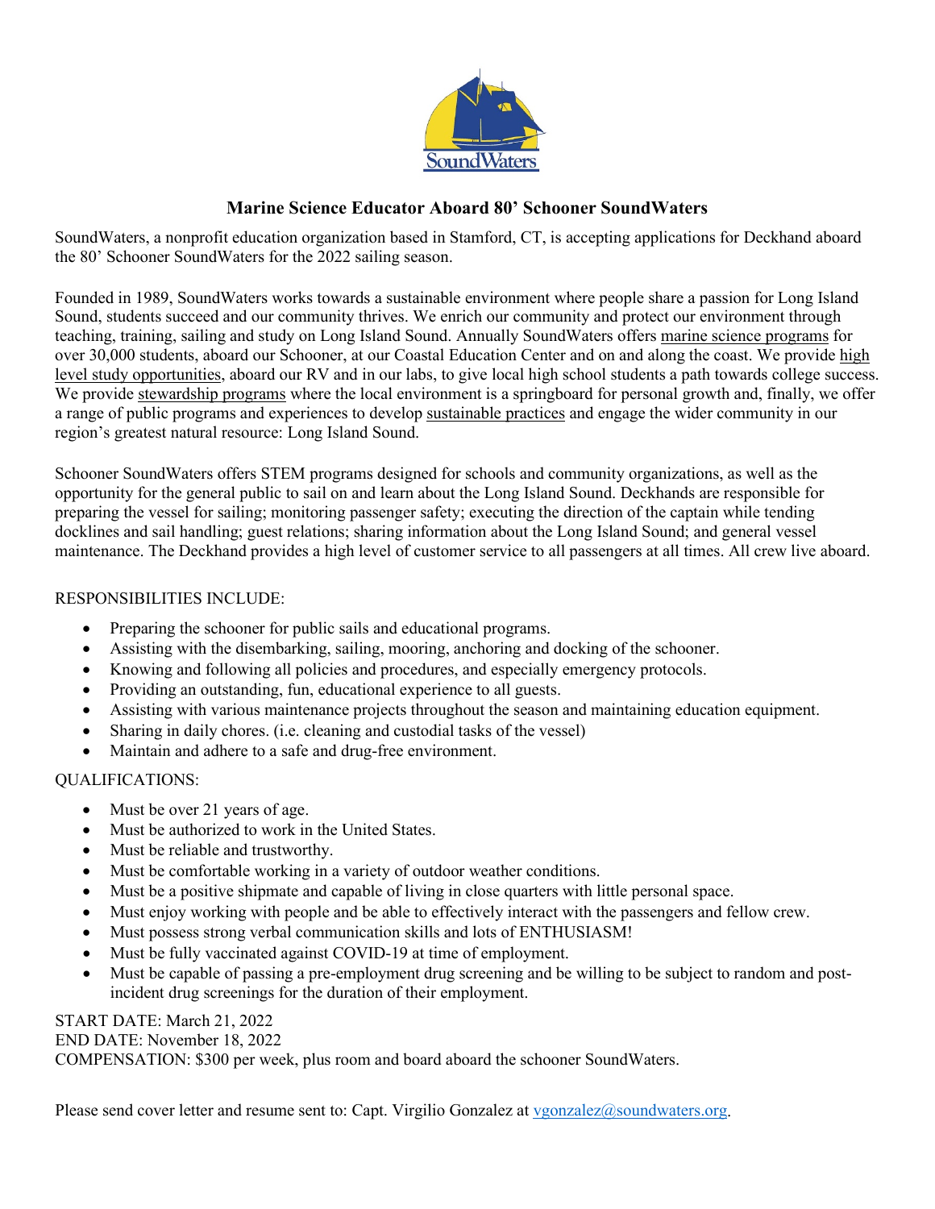# Marine Science Educator Aboard 80' Schooner SoundWaters

SoundWaters, a nonprofit education organization based in Stamford, CT, is accepting applications for Deckhand aboard the 80' Schooner SoundWaters for the 2022 sailing season.

Founded in 1989, SoundWaters works towards a sustainable environment where people share a passion for Long Island Sound, students succeed and our community thrives. We enrich our community and protect our environment through teaching, training, sailing and study on Long Island Sound. Annually SoundWaters offers marine science programs for over 30,000 students, aboard our Schooner, at our Coastal Education Center and on and along the coast. We provide high level study opportunities, aboard our RV and in our labs, to give local high school students a path towards college success. We provide stewardship programs where the local environment is a springboard for personal growth and, finally, we offer a range of public programs and experiences to develop sustainable practices and engage the wider community in our region's greatest natural resource: Long Island Sound.

Schooner SoundWaters offers STEM programs designed for schools and community organizations, as well as the opportunity for the general public to sail on and learn about the Long Island Sound. Deckhands are responsible for preparing the vessel for sailing; monitoring passenger safety; executing the direction of the captain while tending docklines and sail handling; guest relations; sharing information about the Long Island Sound; and general vessel maintenance. The Deckhand provides a high level of customer service to all passengers at all times. All crew live aboard.

RESPONSIBILITIES INCLUDE:

- Preparing the schooner for public sails and educational programs.
- Assisting with the disembarking, sailing, mooring, anchoring and docking of the schooner.
- Knowing and following all policies and procedures, and especially emergency protocols.
- Providing an outstanding, fun, educational experience to all guests.
- Assisting with various maintenance projects throughout the season and maintaining education equipment.
- Sharing in daily chores. (i.e. cleaning and custodial tasks of the vessel)
- Maintain and adhere to a safe and drug-free environment.

QUALIFICATIONS:

- Must be over 21 years of age.
- Must be authorized to work in the United States.
- Must be reliable and trustworthy.
- Must be comfortable working in a variety of outdoor weather conditions.
- Must be a positive shipmate and capable of living in close quarters with little personal space.
- Must enjoy working with people and be able to effectively interact with the passengers and fellow crew.
- Must possess strong verbal communication skills and lots of ENTHUSIASM!
- Must be fully vaccinated against COVID-19 at time of employment.
- Must be capable of passing a pre-employment drug screening and be willing to be subject to random and post-incident drug screenings for the duration of their employment.

START DATE: March 21, 2022
END DATE: November 18, 2022
COMPENSATION: $300 per week, plus room and board aboard the schooner SoundWaters.

Please send cover letter and resume sent to: Capt. Virgilio Gonzalez at vgonzalez@soundwaters.org.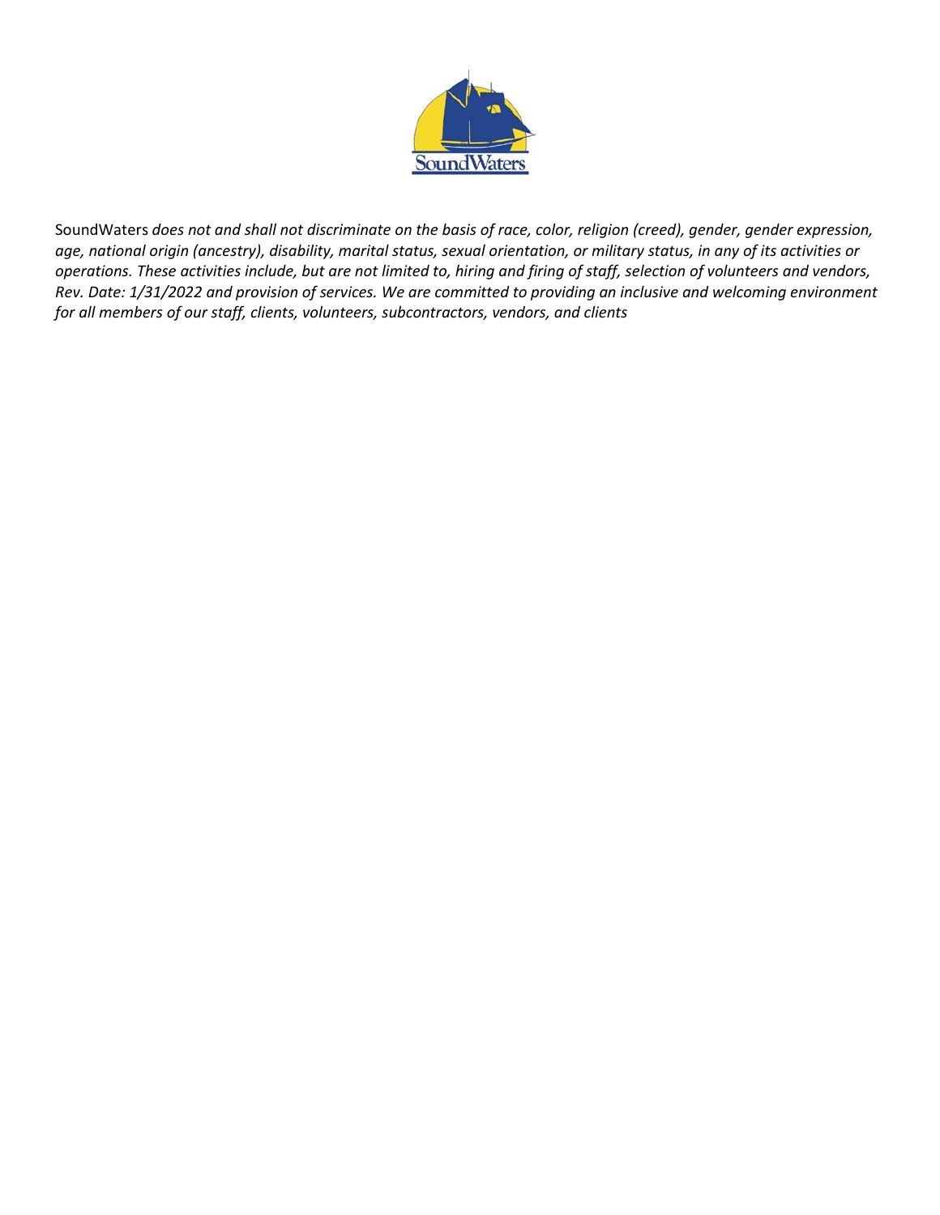SoundWaters *does not and shall not discriminate on the basis of race, color, religion (creed), gender, gender expression, age, national origin (ancestry), disability, marital status, sexual orientation, or military status, in any of its activities or operations. These activities include, but are not limited to, hiring and firing of staff, selection of volunteers and vendors, Rev. Date: 1/31/2022 and provision of services. We are committed to providing an inclusive and welcoming environment for all members of our staff, clients, volunteers, subcontractors, vendors, and clients*